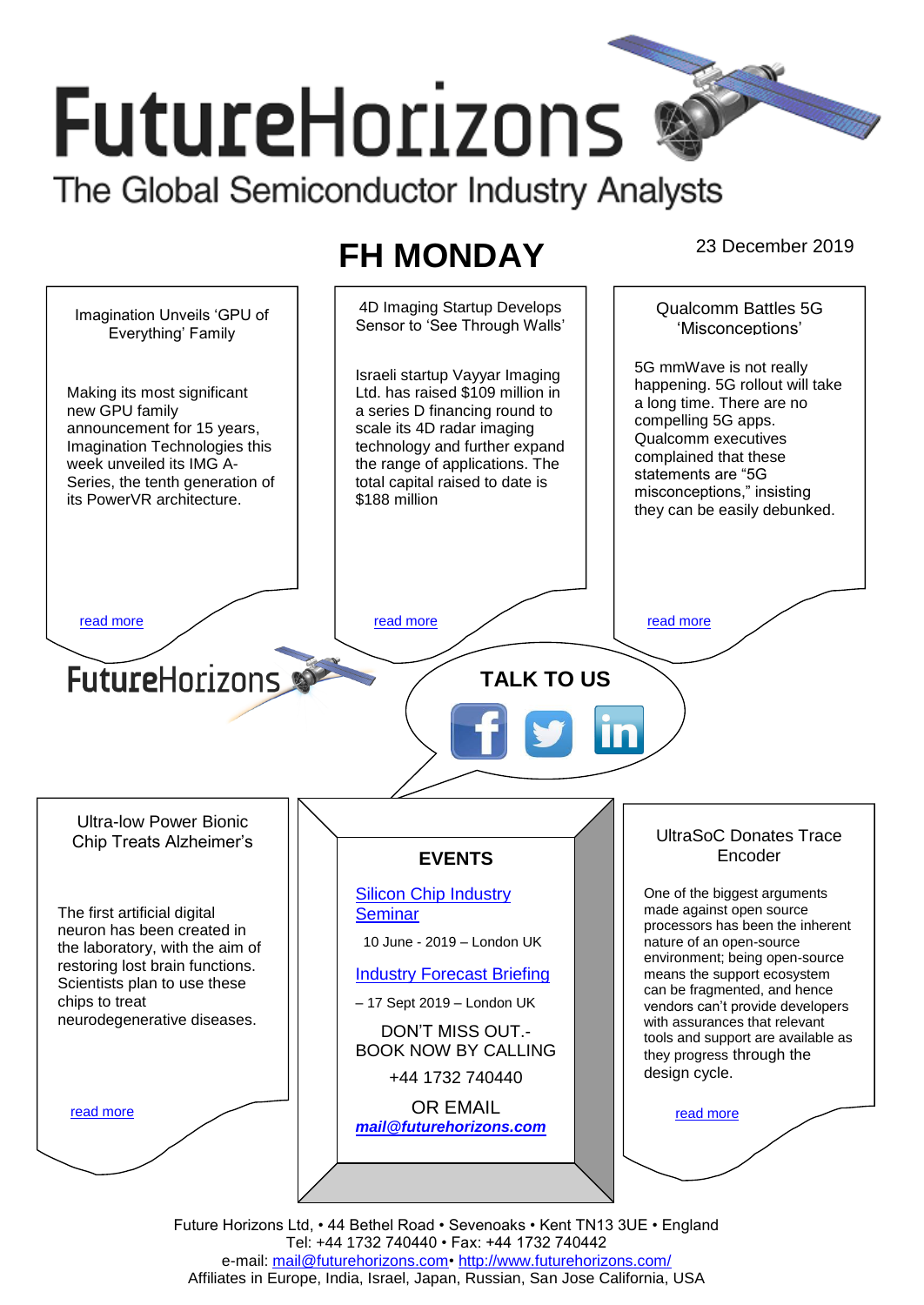# FutureHorizons

The Global Semiconductor Industry Analysts

## FH MONDAY

23 December 2019

### Imagination Unveils 'GPU of Everything' Family

Making its most significant new GPU family announcement for 15 years, Imagination Technologies this week unveiled its IMG A-Series, the tenth generation of its PowerVR architecture.

read more

### 4D Imaging Startup Develops Sensor to 'See Through Walls'

Israeli startup Vayyar Imaging Ltd. has raised $109 million in a series D financing round to scale its 4D radar imaging technology and further expand the range of applications. The total capital raised to date is $188 million

read more

### Qualcomm Battles 5G 'Misconceptions'

5G mmWave is not really happening. 5G rollout will take a long time. There are no compelling 5G apps. Qualcomm executives complained that these statements are "5G misconceptions," insisting they can be easily debunked.

read more

FutureHorizons

**TALK TO US**

### Ultra-low Power Bionic Chip Treats Alzheimer's

The first artificial digital neuron has been created in the laboratory, with the aim of restoring lost brain functions. Scientists plan to use these chips to treat neurodegenerative diseases.

read more

### EVENTS

Silicon Chip Industry Seminar

10 June - 2019 – London UK

Industry Forecast Briefing

– 17 Sept 2019 – London UK

DON'T MISS OUT.- BOOK NOW BY CALLING

+44 1732 740440

OR EMAIL

***mail@futurehorizons.com***

### UltraSoC Donates Trace Encoder

One of the biggest arguments made against open source processors has been the inherent nature of an open-source environment; being open-source means the support ecosystem can be fragmented, and hence vendors can't provide developers with assurances that relevant tools and support are available as they progress through the design cycle.

read more

Future Horizons Ltd, • 44 Bethel Road • Sevenoaks • Kent TN13 3UE • England
Tel: +44 1732 740440 • Fax: +44 1732 740442
e-mail: mail@futurehorizons.com• http://www.futurehorizons.com/
Affiliates in Europe, India, Israel, Japan, Russian, San Jose California, USA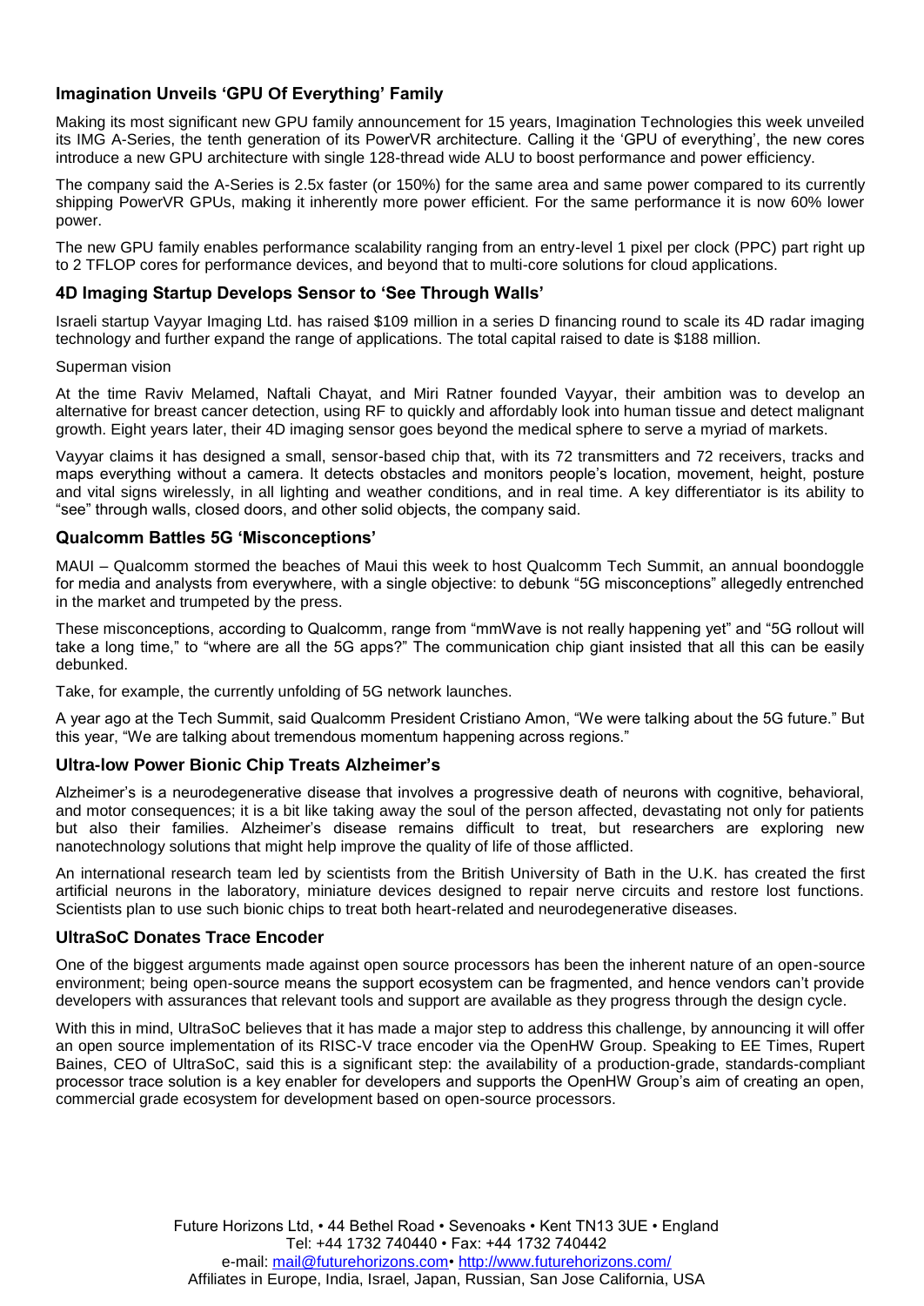### Imagination Unveils 'GPU Of Everything' Family

Making its most significant new GPU family announcement for 15 years, Imagination Technologies this week unveiled its IMG A-Series, the tenth generation of its PowerVR architecture. Calling it the 'GPU of everything', the new cores introduce a new GPU architecture with single 128-thread wide ALU to boost performance and power efficiency.

The company said the A-Series is 2.5x faster (or 150%) for the same area and same power compared to its currently shipping PowerVR GPUs, making it inherently more power efficient. For the same performance it is now 60% lower power.

The new GPU family enables performance scalability ranging from an entry-level 1 pixel per clock (PPC) part right up to 2 TFLOP cores for performance devices, and beyond that to multi-core solutions for cloud applications.

### 4D Imaging Startup Develops Sensor to 'See Through Walls'

Israeli startup Vayyar Imaging Ltd. has raised $109 million in a series D financing round to scale its 4D radar imaging technology and further expand the range of applications. The total capital raised to date is $188 million.

Superman vision

At the time Raviv Melamed, Naftali Chayat, and Miri Ratner founded Vayyar, their ambition was to develop an alternative for breast cancer detection, using RF to quickly and affordably look into human tissue and detect malignant growth. Eight years later, their 4D imaging sensor goes beyond the medical sphere to serve a myriad of markets.

Vayyar claims it has designed a small, sensor-based chip that, with its 72 transmitters and 72 receivers, tracks and maps everything without a camera. It detects obstacles and monitors people's location, movement, height, posture and vital signs wirelessly, in all lighting and weather conditions, and in real time. A key differentiator is its ability to "see" through walls, closed doors, and other solid objects, the company said.

### Qualcomm Battles 5G 'Misconceptions'

MAUI – Qualcomm stormed the beaches of Maui this week to host Qualcomm Tech Summit, an annual boondoggle for media and analysts from everywhere, with a single objective: to debunk "5G misconceptions" allegedly entrenched in the market and trumpeted by the press.

These misconceptions, according to Qualcomm, range from "mmWave is not really happening yet" and "5G rollout will take a long time," to "where are all the 5G apps?" The communication chip giant insisted that all this can be easily debunked.

Take, for example, the currently unfolding of 5G network launches.

A year ago at the Tech Summit, said Qualcomm President Cristiano Amon, "We were talking about the 5G future." But this year, "We are talking about tremendous momentum happening across regions."

### Ultra-low Power Bionic Chip Treats Alzheimer's

Alzheimer's is a neurodegenerative disease that involves a progressive death of neurons with cognitive, behavioral, and motor consequences; it is a bit like taking away the soul of the person affected, devastating not only for patients but also their families. Alzheimer's disease remains difficult to treat, but researchers are exploring new nanotechnology solutions that might help improve the quality of life of those afflicted.

An international research team led by scientists from the British University of Bath in the U.K. has created the first artificial neurons in the laboratory, miniature devices designed to repair nerve circuits and restore lost functions. Scientists plan to use such bionic chips to treat both heart-related and neurodegenerative diseases.

### UltraSoC Donates Trace Encoder

One of the biggest arguments made against open source processors has been the inherent nature of an open-source environment; being open-source means the support ecosystem can be fragmented, and hence vendors can't provide developers with assurances that relevant tools and support are available as they progress through the design cycle.

With this in mind, UltraSoC believes that it has made a major step to address this challenge, by announcing it will offer an open source implementation of its RISC-V trace encoder via the OpenHW Group. Speaking to EE Times, Rupert Baines, CEO of UltraSoC, said this is a significant step: the availability of a production-grade, standards-compliant processor trace solution is a key enabler for developers and supports the OpenHW Group's aim of creating an open, commercial grade ecosystem for development based on open-source processors.

Future Horizons Ltd, • 44 Bethel Road • Sevenoaks • Kent TN13 3UE • England
Tel: +44 1732 740440 • Fax: +44 1732 740442
e-mail: mail@futurehorizons.com• http://www.futurehorizons.com/
Affiliates in Europe, India, Israel, Japan, Russian, San Jose California, USA